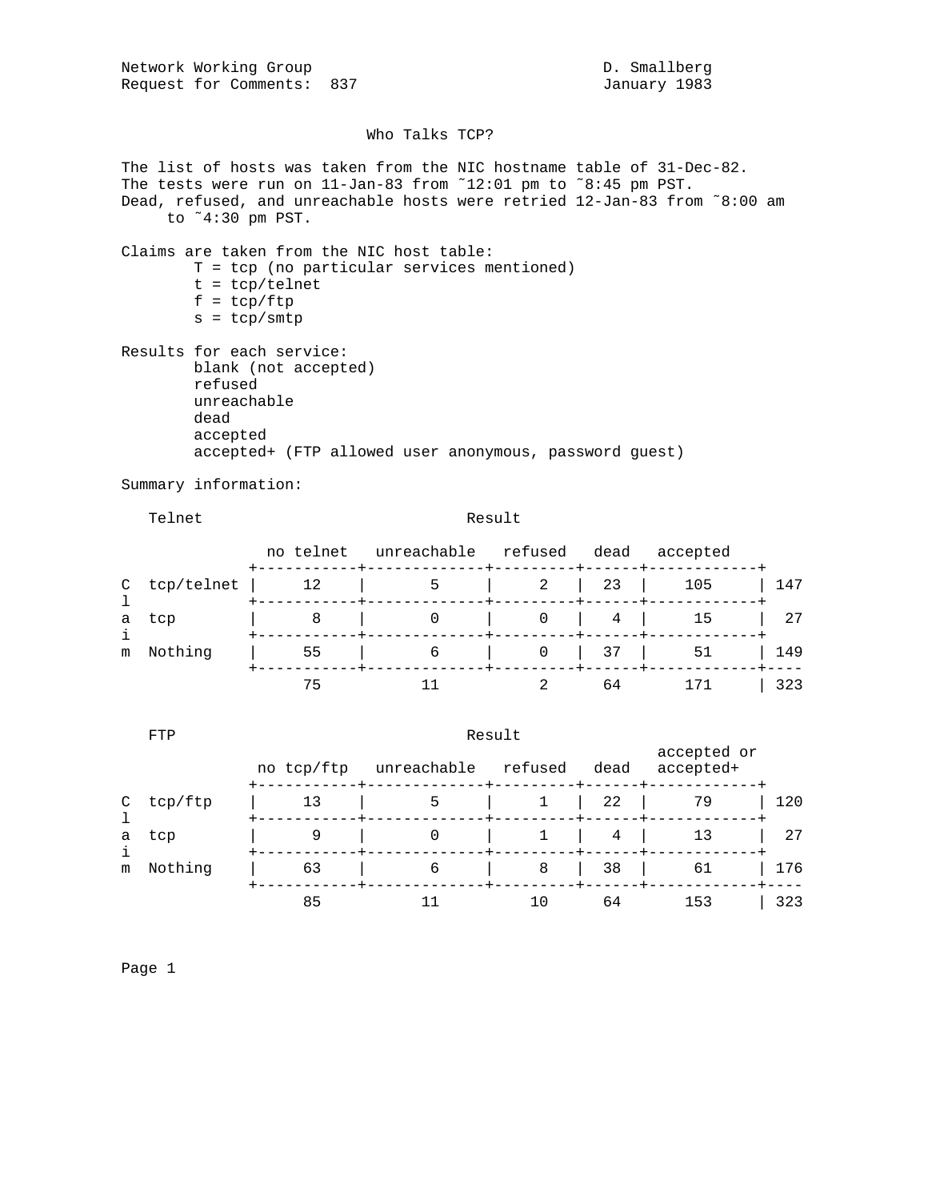Network Working Group D. Smallberg
Request for Comments: 837 January 1983

# Who Talks TCP?

The list of hosts was taken from the NIC hostname table of 31-Dec-82.
The tests were run on 11-Jan-83 from ~12:01 pm to ~8:45 pm PST.
Dead, refused, and unreachable hosts were retried 12-Jan-83 from ~8:00 am to ~4:30 pm PST.

Claims are taken from the NIC host table:

- T = tcp (no particular services mentioned)
- t = tcp/telnet
- f = tcp/ftp
- s = tcp/smtp

Results for each service:

- blank (not accepted)
- refused
- unreachable
- dead
- accepted
- accepted+ (FTP allowed user anonymous, password guest)

Summary information:

**Telnet**

| Claim | no telnet | unreachable | refused | dead | accepted | Total |
|---|---|---|---|---|---|---|
| tcp/telnet | 12 | 5 | 2 | 23 | 105 | 147 |
| tcp | 8 | 0 | 0 | 4 | 15 | 27 |
| Nothing | 55 | 6 | 0 | 37 | 51 | 149 |
| | 75 | 11 | 2 | 64 | 171 | 323 |

**FTP**

| Claim | no tcp/ftp | unreachable | refused | dead | accepted or accepted+ | Total |
|---|---|---|---|---|---|---|
| tcp/ftp | 13 | 5 | 1 | 22 | 79 | 120 |
| tcp | 9 | 0 | 1 | 4 | 13 | 27 |
| Nothing | 63 | 6 | 8 | 38 | 61 | 176 |
| | 85 | 11 | 10 | 64 | 153 | 323 |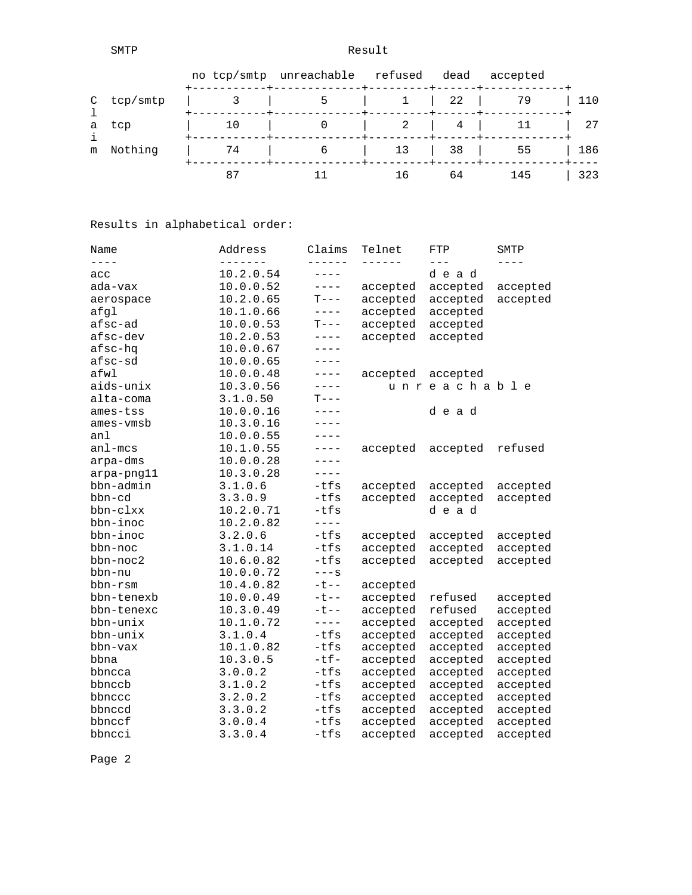## SMTP Result

| Claim | no tcp/smtp | unreachable | refused | dead | accepted | Total |
|---|---|---|---|---|---|---|
| tcp/smtp | 3 | 5 | 1 | 22 | 79 | 110 |
| tcp | 10 | 0 | 2 | 4 | 11 | 27 |
| Nothing | 74 | 6 | 13 | 38 | 55 | 186 |
| | 87 | 11 | 16 | 64 | 145 | 323 |

Results in alphabetical order:

| Name | Address | Claims | Telnet | FTP | SMTP |
|---|---|---|---|---|---|
| acc | 10.2.0.54 | ---- | | d e a d | |
| ada-vax | 10.0.0.52 | ---- | accepted | accepted | accepted |
| aerospace | 10.2.0.65 | T--- | accepted | accepted | accepted |
| afgl | 10.1.0.66 | ---- | accepted | accepted | |
| afsc-ad | 10.0.0.53 | T--- | accepted | accepted | |
| afsc-dev | 10.2.0.53 | ---- | accepted | accepted | |
| afsc-hq | 10.0.0.67 | ---- | | | |
| afsc-sd | 10.0.0.65 | ---- | | | |
| afwl | 10.0.0.48 | ---- | accepted | accepted | |
| aids-unix | 10.3.0.56 | ---- | | u n r e a c h a b l e | |
| alta-coma | 3.1.0.50 | T--- | | | |
| ames-tss | 10.0.0.16 | ---- | | d e a d | |
| ames-vmsb | 10.3.0.16 | ---- | | | |
| anl | 10.0.0.55 | ---- | | | |
| anl-mcs | 10.1.0.55 | ---- | accepted | accepted | refused |
| arpa-dms | 10.0.0.28 | ---- | | | |
| arpa-png11 | 10.3.0.28 | ---- | | | |
| bbn-admin | 3.1.0.6 | -tfs | accepted | accepted | accepted |
| bbn-cd | 3.3.0.9 | -tfs | accepted | accepted | accepted |
| bbn-clxx | 10.2.0.71 | -tfs | | d e a d | |
| bbn-inoc | 10.2.0.82 | ---- | | | |
| bbn-inoc | 3.2.0.6 | -tfs | accepted | accepted | accepted |
| bbn-noc | 3.1.0.14 | -tfs | accepted | accepted | accepted |
| bbn-noc2 | 10.6.0.82 | -tfs | accepted | accepted | accepted |
| bbn-nu | 10.0.0.72 | ---s | | | |
| bbn-rsm | 10.4.0.82 | -t-- | accepted | | |
| bbn-tenexb | 10.0.0.49 | -t-- | accepted | refused | accepted |
| bbn-tenexc | 10.3.0.49 | -t-- | accepted | refused | accepted |
| bbn-unix | 10.1.0.72 | ---- | accepted | accepted | accepted |
| bbn-unix | 3.1.0.4 | -tfs | accepted | accepted | accepted |
| bbn-vax | 10.1.0.82 | -tfs | accepted | accepted | accepted |
| bbna | 10.3.0.5 | -tf- | accepted | accepted | accepted |
| bbncca | 3.0.0.2 | -tfs | accepted | accepted | accepted |
| bbnccb | 3.1.0.2 | -tfs | accepted | accepted | accepted |
| bbnccc | 3.2.0.2 | -tfs | accepted | accepted | accepted |
| bbnccd | 3.3.0.2 | -tfs | accepted | accepted | accepted |
| bbnccf | 3.0.0.4 | -tfs | accepted | accepted | accepted |
| bbncci | 3.3.0.4 | -tfs | accepted | accepted | accepted |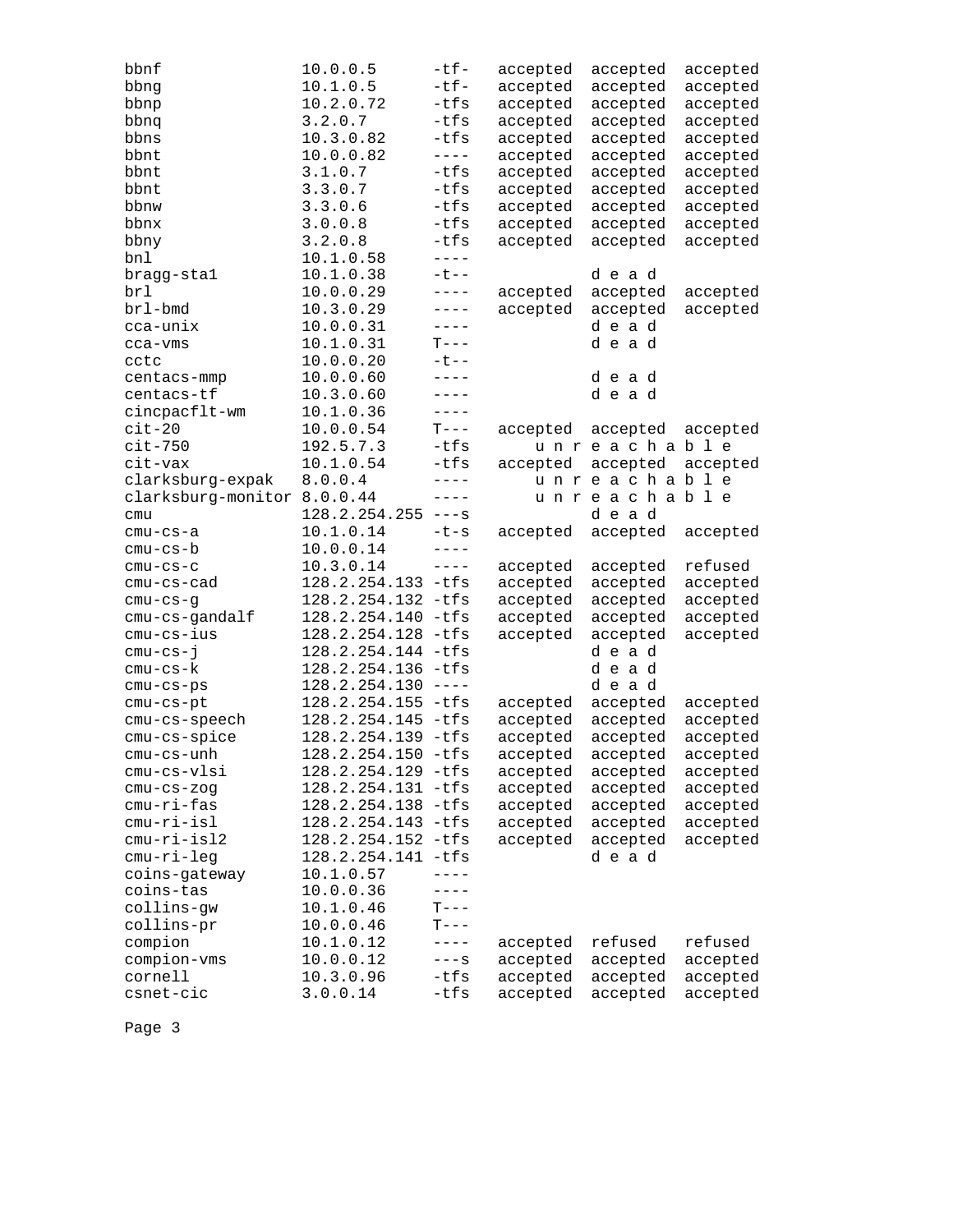```
bbnf               10.0.0.5       -tf-   accepted  accepted  accepted
bbng               10.1.0.5       -tf-   accepted  accepted  accepted
bbnp               10.2.0.72      -tfs   accepted  accepted  accepted
bbnq               3.2.0.7        -tfs   accepted  accepted  accepted
bbns               10.3.0.82      -tfs   accepted  accepted  accepted
bbnt               10.0.0.82      ----   accepted  accepted  accepted
bbnt               3.1.0.7        -tfs   accepted  accepted  accepted
bbnt               3.3.0.7        -tfs   accepted  accepted  accepted
bbnw               3.3.0.6        -tfs   accepted  accepted  accepted
bbnx               3.0.0.8        -tfs   accepted  accepted  accepted
bbny               3.2.0.8        -tfs   accepted  accepted  accepted
bnl                10.1.0.58      ----
bragg-sta1         10.1.0.38      -t--             d e a d
brl                10.0.0.29      ----   accepted  accepted  accepted
brl-bmd            10.3.0.29      ----   accepted  accepted  accepted
cca-unix           10.0.0.31      ----             d e a d
cca-vms            10.1.0.31      T---             d e a d
cctc               10.0.0.20      -t--
centacs-mmp        10.0.0.60      ----             d e a d
centacs-tf         10.3.0.60      ----             d e a d
cincpacflt-wm      10.1.0.36      ----
cit-20             10.0.0.54      T---   accepted  accepted  accepted
cit-750            192.5.7.3      -tfs       u n r e a c h a b l e
cit-vax            10.1.0.54      -tfs   accepted  accepted  accepted
clarksburg-expak   8.0.0.4        ----       u n r e a c h a b l e
clarksburg-monitor 8.0.0.44       ----       u n r e a c h a b l e
cmu                128.2.254.255 ---s              d e a d
cmu-cs-a           10.1.0.14      -t-s   accepted  accepted  accepted
cmu-cs-b           10.0.0.14      ----
cmu-cs-c           10.3.0.14      ----   accepted  accepted  refused
cmu-cs-cad         128.2.254.133 -tfs    accepted  accepted  accepted
cmu-cs-g           128.2.254.132 -tfs    accepted  accepted  accepted
cmu-cs-gandalf     128.2.254.140 -tfs    accepted  accepted  accepted
cmu-cs-ius         128.2.254.128 -tfs    accepted  accepted  accepted
cmu-cs-j           128.2.254.144 -tfs              d e a d
cmu-cs-k           128.2.254.136 -tfs              d e a d
cmu-cs-ps          128.2.254.130 ----              d e a d
cmu-cs-pt          128.2.254.155 -tfs    accepted  accepted  accepted
cmu-cs-speech      128.2.254.145 -tfs    accepted  accepted  accepted
cmu-cs-spice       128.2.254.139 -tfs    accepted  accepted  accepted
cmu-cs-unh         128.2.254.150 -tfs    accepted  accepted  accepted
cmu-cs-vlsi        128.2.254.129 -tfs    accepted  accepted  accepted
cmu-cs-zog         128.2.254.131 -tfs    accepted  accepted  accepted
cmu-ri-fas         128.2.254.138 -tfs    accepted  accepted  accepted
cmu-ri-isl         128.2.254.143 -tfs    accepted  accepted  accepted
cmu-ri-isl2        128.2.254.152 -tfs    accepted  accepted  accepted
cmu-ri-leg         128.2.254.141 -tfs              d e a d
coins-gateway      10.1.0.57      ----
coins-tas          10.0.0.36      ----
collins-gw         10.1.0.46      T---
collins-pr         10.0.0.46      T---
compion            10.1.0.12      ----   accepted  refused   refused
compion-vms        10.0.0.12      ---s   accepted  accepted  accepted
cornell            10.3.0.96      -tfs   accepted  accepted  accepted
csnet-cic          3.0.0.14       -tfs   accepted  accepted  accepted
```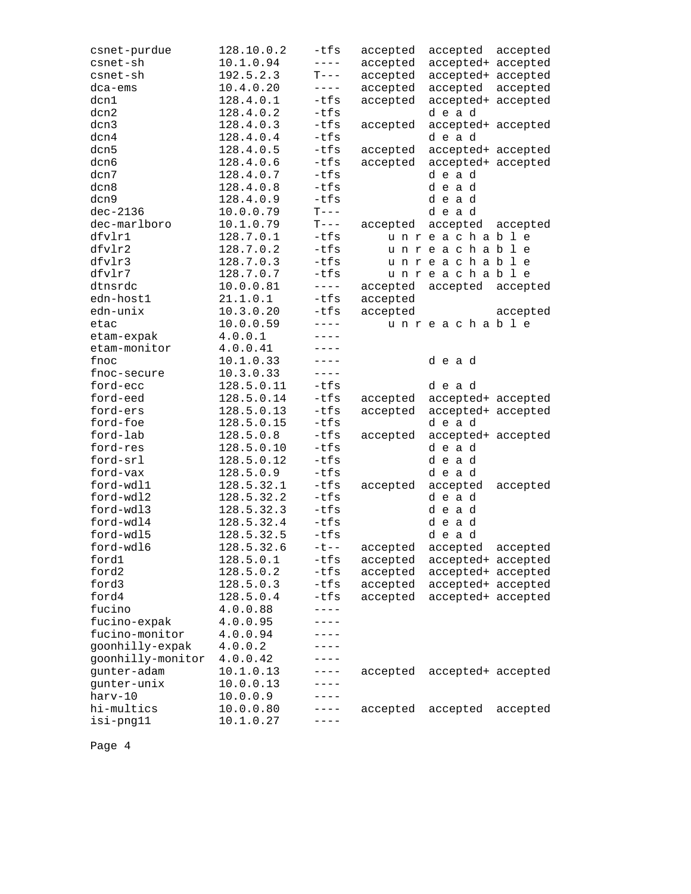```
csnet-purdue        128.10.0.2    -tfs   accepted  accepted  accepted
csnet-sh            10.1.0.94     ----   accepted  accepted+ accepted
csnet-sh            192.5.2.3     T---   accepted  accepted+ accepted
dca-ems             10.4.0.20     ----   accepted  accepted  accepted
dcn1                128.4.0.1     -tfs   accepted  accepted+ accepted
dcn2                128.4.0.2     -tfs             d e a d
dcn3                128.4.0.3     -tfs   accepted  accepted+ accepted
dcn4                128.4.0.4     -tfs             d e a d
dcn5                128.4.0.5     -tfs   accepted  accepted+ accepted
dcn6                128.4.0.6     -tfs   accepted  accepted+ accepted
dcn7                128.4.0.7     -tfs             d e a d
dcn8                128.4.0.8     -tfs             d e a d
dcn9                128.4.0.9     -tfs             d e a d
dec-2136            10.0.0.79     T---             d e a d
dec-marlboro        10.1.0.79     T---   accepted  accepted  accepted
dfvlr1              128.7.0.1     -tfs       u n r e a c h a b l e
dfvlr2              128.7.0.2     -tfs       u n r e a c h a b l e
dfvlr3              128.7.0.3     -tfs       u n r e a c h a b l e
dfvlr7              128.7.0.7     -tfs       u n r e a c h a b l e
dtnsrdc             10.0.0.81     ----   accepted  accepted  accepted
edn-host1           21.1.0.1      -tfs   accepted
edn-unix            10.3.0.20     -tfs   accepted            accepted
etac                10.0.0.59     ----       u n r e a c h a b l e
etam-expak          4.0.0.1       ----
etam-monitor        4.0.0.41      ----
fnoc                10.1.0.33     ----             d e a d
fnoc-secure         10.3.0.33     ----
ford-ecc            128.5.0.11    -tfs             d e a d
ford-eed            128.5.0.14    -tfs   accepted  accepted+ accepted
ford-ers            128.5.0.13    -tfs   accepted  accepted+ accepted
ford-foe            128.5.0.15    -tfs             d e a d
ford-lab            128.5.0.8     -tfs   accepted  accepted+ accepted
ford-res            128.5.0.10    -tfs             d e a d
ford-srl            128.5.0.12    -tfs             d e a d
ford-vax            128.5.0.9     -tfs             d e a d
ford-wdl1           128.5.32.1    -tfs   accepted  accepted  accepted
ford-wdl2           128.5.32.2    -tfs             d e a d
ford-wdl3           128.5.32.3    -tfs             d e a d
ford-wdl4           128.5.32.4    -tfs             d e a d
ford-wdl5           128.5.32.5    -tfs             d e a d
ford-wdl6           128.5.32.6    -t--   accepted  accepted  accepted
ford1               128.5.0.1     -tfs   accepted  accepted+ accepted
ford2               128.5.0.2     -tfs   accepted  accepted+ accepted
ford3               128.5.0.3     -tfs   accepted  accepted+ accepted
ford4               128.5.0.4     -tfs   accepted  accepted+ accepted
fucino              4.0.0.88      ----
fucino-expak        4.0.0.95      ----
fucino-monitor      4.0.0.94      ----
goonhilly-expak     4.0.0.2       ----
goonhilly-monitor   4.0.0.42      ----
gunter-adam         10.1.0.13     ----   accepted  accepted+ accepted
gunter-unix         10.0.0.13     ----
harv-10             10.0.0.9      ----
hi-multics          10.0.0.80     ----   accepted  accepted  accepted
isi-png11           10.1.0.27     ----
```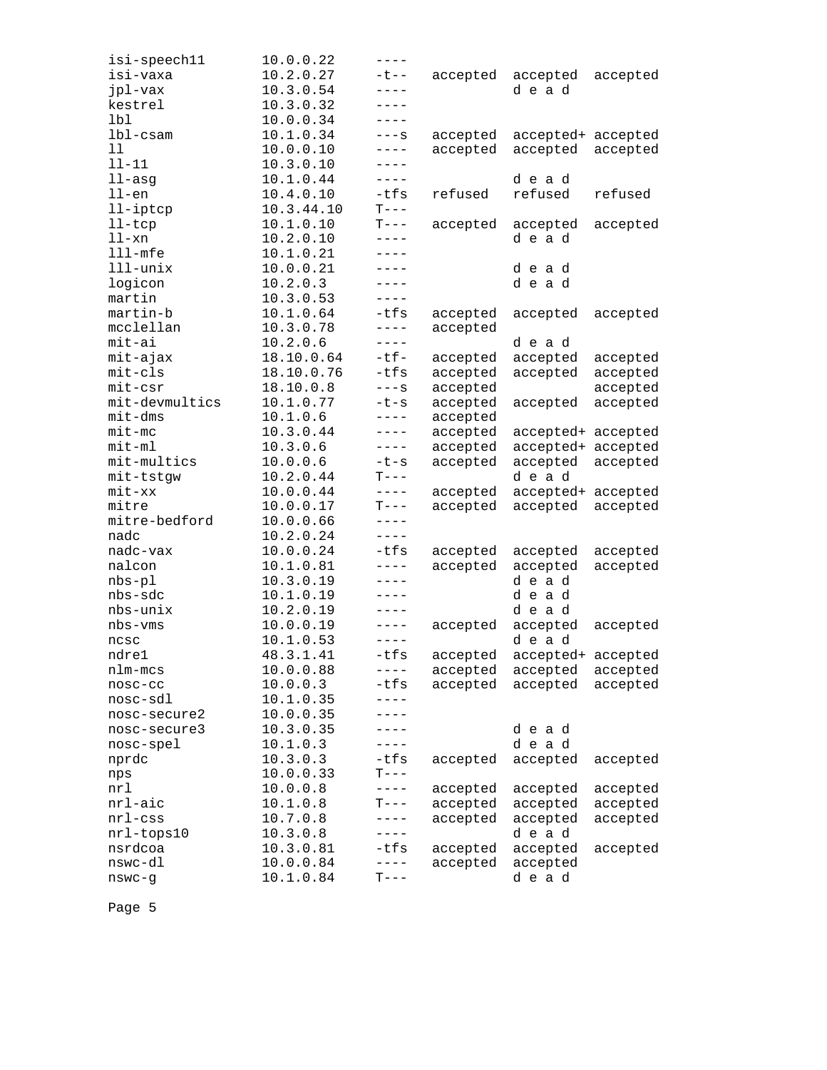```
isi-speech11      10.0.0.22     ----
isi-vaxa          10.2.0.27     -t--   accepted  accepted  accepted
jpl-vax           10.3.0.54     ----             d e a d
kestrel           10.3.0.32     ----
lbl               10.0.0.34     ----
lbl-csam          10.1.0.34     ---s   accepted  accepted+ accepted
ll                10.0.0.10     ----   accepted  accepted  accepted
ll-11             10.3.0.10     ----
ll-asg            10.1.0.44     ----             d e a d
ll-en             10.4.0.10     -tfs   refused   refused   refused
ll-iptcp          10.3.44.10    T---
ll-tcp            10.1.0.10     T---   accepted  accepted  accepted
ll-xn             10.2.0.10     ----             d e a d
lll-mfe           10.1.0.21     ----
lll-unix          10.0.0.21     ----             d e a d
logicon           10.2.0.3      ----             d e a d
martin            10.3.0.53     ----
martin-b          10.1.0.64     -tfs   accepted  accepted  accepted
mcclellan         10.3.0.78     ----   accepted
mit-ai            10.2.0.6      ----             d e a d
mit-ajax          18.10.0.64    -tf-   accepted  accepted  accepted
mit-cls           18.10.0.76    -tfs   accepted  accepted  accepted
mit-csr           18.10.0.8     ---s   accepted            accepted
mit-devmultics    10.1.0.77     -t-s   accepted  accepted  accepted
mit-dms           10.1.0.6      ----   accepted
mit-mc            10.3.0.44     ----   accepted  accepted+ accepted
mit-ml            10.3.0.6      ----   accepted  accepted+ accepted
mit-multics       10.0.0.6      -t-s   accepted  accepted  accepted
mit-tstgw         10.2.0.44     T---             d e a d
mit-xx            10.0.0.44     ----   accepted  accepted+ accepted
mitre             10.0.0.17     T---   accepted  accepted  accepted
mitre-bedford     10.0.0.66     ----
nadc              10.2.0.24     ----
nadc-vax          10.0.0.24     -tfs   accepted  accepted  accepted
nalcon            10.1.0.81     ----   accepted  accepted  accepted
nbs-pl            10.3.0.19     ----             d e a d
nbs-sdc           10.1.0.19     ----             d e a d
nbs-unix          10.2.0.19     ----             d e a d
nbs-vms           10.0.0.19     ----   accepted  accepted  accepted
ncsc              10.1.0.53     ----             d e a d
ndre1             48.3.1.41     -tfs   accepted  accepted+ accepted
nlm-mcs           10.0.0.88     ----   accepted  accepted  accepted
nosc-cc           10.0.0.3      -tfs   accepted  accepted  accepted
nosc-sdl          10.1.0.35     ----
nosc-secure2      10.0.0.35     ----
nosc-secure3      10.3.0.35     ----             d e a d
nosc-spel         10.1.0.3      ----             d e a d
nprdc             10.3.0.3      -tfs   accepted  accepted  accepted
nps               10.0.0.33     T---
nrl               10.0.0.8      ----   accepted  accepted  accepted
nrl-aic           10.1.0.8      T---   accepted  accepted  accepted
nrl-css           10.7.0.8      ----   accepted  accepted  accepted
nrl-tops10        10.3.0.8      ----             d e a d
nsrdcoa           10.3.0.81     -tfs   accepted  accepted  accepted
nswc-dl           10.0.0.84     ----   accepted  accepted
nswc-g            10.1.0.84     T---             d e a d
```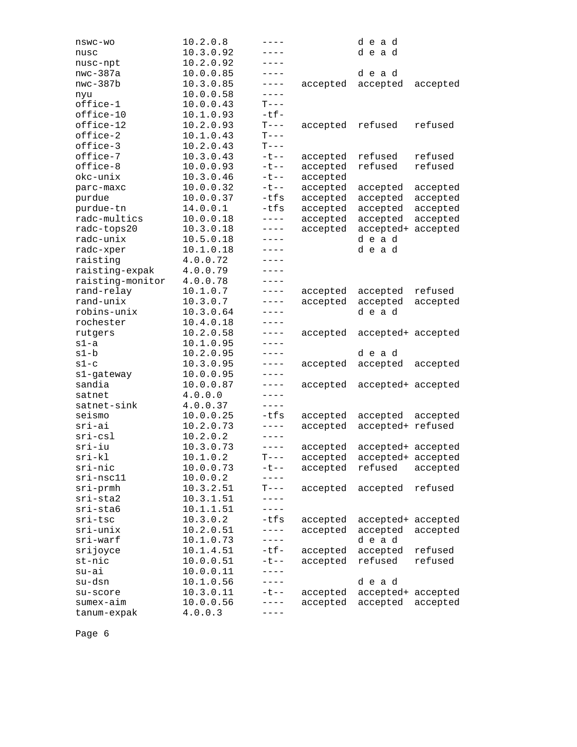| | | | | | |
|---|---|---|---|---|---|
| nswc-wo | 10.2.0.8 | ---- | | d e a d | |
| nusc | 10.3.0.92 | ---- | | d e a d | |
| nusc-npt | 10.2.0.92 | ---- | | | |
| nwc-387a | 10.0.0.85 | ---- | | d e a d | |
| nwc-387b | 10.3.0.85 | ---- | accepted | accepted | accepted |
| nyu | 10.0.0.58 | ---- | | | |
| office-1 | 10.0.0.43 | T--- | | | |
| office-10 | 10.1.0.93 | -tf- | | | |
| office-12 | 10.2.0.93 | T--- | accepted | refused | refused |
| office-2 | 10.1.0.43 | T--- | | | |
| office-3 | 10.2.0.43 | T--- | | | |
| office-7 | 10.3.0.43 | -t-- | accepted | refused | refused |
| office-8 | 10.0.0.93 | -t-- | accepted | refused | refused |
| okc-unix | 10.3.0.46 | -t-- | accepted | | |
| parc-maxc | 10.0.0.32 | -t-- | accepted | accepted | accepted |
| purdue | 10.0.0.37 | -tfs | accepted | accepted | accepted |
| purdue-tn | 14.0.0.1 | -tfs | accepted | accepted | accepted |
| radc-multics | 10.0.0.18 | ---- | accepted | accepted | accepted |
| radc-tops20 | 10.3.0.18 | ---- | accepted | accepted+ | accepted |
| radc-unix | 10.5.0.18 | ---- | | d e a d | |
| radc-xper | 10.1.0.18 | ---- | | d e a d | |
| raisting | 4.0.0.72 | ---- | | | |
| raisting-expak | 4.0.0.79 | ---- | | | |
| raisting-monitor | 4.0.0.78 | ---- | | | |
| rand-relay | 10.1.0.7 | ---- | accepted | accepted | refused |
| rand-unix | 10.3.0.7 | ---- | accepted | accepted | accepted |
| robins-unix | 10.3.0.64 | ---- | | d e a d | |
| rochester | 10.4.0.18 | ---- | | | |
| rutgers | 10.2.0.58 | ---- | accepted | accepted+ | accepted |
| s1-a | 10.1.0.95 | ---- | | | |
| s1-b | 10.2.0.95 | ---- | | d e a d | |
| s1-c | 10.3.0.95 | ---- | accepted | accepted | accepted |
| s1-gateway | 10.0.0.95 | ---- | | | |
| sandia | 10.0.0.87 | ---- | accepted | accepted+ | accepted |
| satnet | 4.0.0.0 | ---- | | | |
| satnet-sink | 4.0.0.37 | ---- | | | |
| seismo | 10.0.0.25 | -tfs | accepted | accepted | accepted |
| sri-ai | 10.2.0.73 | ---- | accepted | accepted+ | refused |
| sri-csl | 10.2.0.2 | ---- | | | |
| sri-iu | 10.3.0.73 | ---- | accepted | accepted+ | accepted |
| sri-kl | 10.1.0.2 | T--- | accepted | accepted+ | accepted |
| sri-nic | 10.0.0.73 | -t-- | accepted | refused | accepted |
| sri-nsc11 | 10.0.0.2 | ---- | | | |
| sri-prmh | 10.3.2.51 | T--- | accepted | accepted | refused |
| sri-sta2 | 10.3.1.51 | ---- | | | |
| sri-sta6 | 10.1.1.51 | ---- | | | |
| sri-tsc | 10.3.0.2 | -tfs | accepted | accepted+ | accepted |
| sri-unix | 10.2.0.51 | ---- | accepted | accepted | accepted |
| sri-warf | 10.1.0.73 | ---- | | d e a d | |
| srijoyce | 10.1.4.51 | -tf- | accepted | accepted | refused |
| st-nic | 10.0.0.51 | -t-- | accepted | refused | refused |
| su-ai | 10.0.0.11 | ---- | | | |
| su-dsn | 10.1.0.56 | ---- | | d e a d | |
| su-score | 10.3.0.11 | -t-- | accepted | accepted+ | accepted |
| sumex-aim | 10.0.0.56 | ---- | accepted | accepted | accepted |
| tanum-expak | 4.0.0.3 | ---- | | | |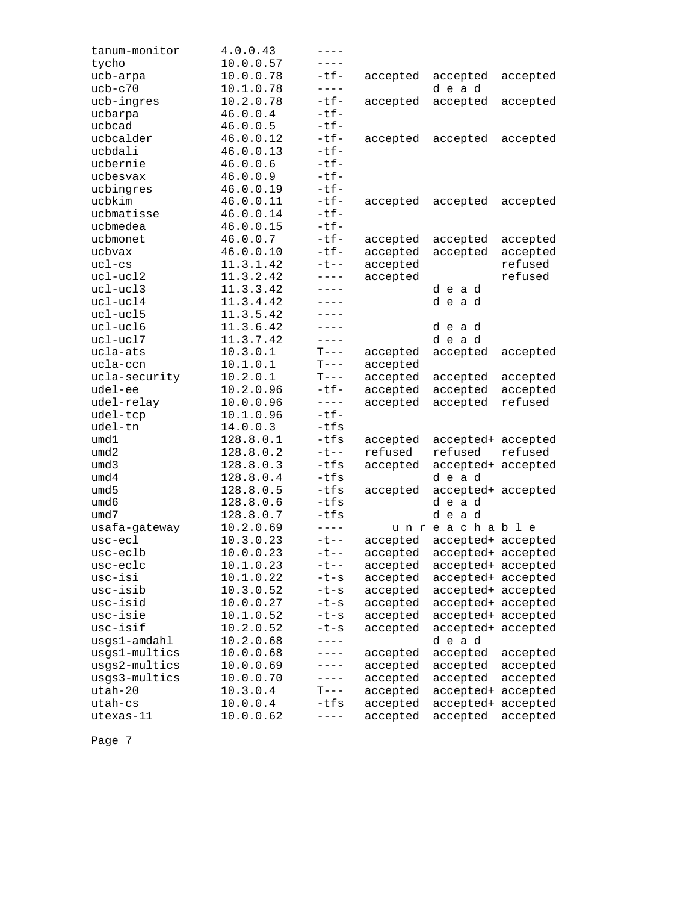| | | | | | |
|---|---|---|---|---|---|
| tanum-monitor | 4.0.0.43 | ---- | | | |
| tycho | 10.0.0.57 | ---- | | | |
| ucb-arpa | 10.0.0.78 | -tf- | accepted | accepted | accepted |
| ucb-c70 | 10.1.0.78 | ---- | | d e a d | |
| ucb-ingres | 10.2.0.78 | -tf- | accepted | accepted | accepted |
| ucbarpa | 46.0.0.4 | -tf- | | | |
| ucbcad | 46.0.0.5 | -tf- | | | |
| ucbcalder | 46.0.0.12 | -tf- | accepted | accepted | accepted |
| ucbdali | 46.0.0.13 | -tf- | | | |
| ucbernie | 46.0.0.6 | -tf- | | | |
| ucbesvax | 46.0.0.9 | -tf- | | | |
| ucbingres | 46.0.0.19 | -tf- | | | |
| ucbkim | 46.0.0.11 | -tf- | accepted | accepted | accepted |
| ucbmatisse | 46.0.0.14 | -tf- | | | |
| ucbmedea | 46.0.0.15 | -tf- | | | |
| ucbmonet | 46.0.0.7 | -tf- | accepted | accepted | accepted |
| ucbvax | 46.0.0.10 | -tf- | accepted | accepted | accepted |
| ucl-cs | 11.3.1.42 | -t-- | accepted | | refused |
| ucl-ucl2 | 11.3.2.42 | ---- | accepted | | refused |
| ucl-ucl3 | 11.3.3.42 | ---- | | d e a d | |
| ucl-ucl4 | 11.3.4.42 | ---- | | d e a d | |
| ucl-ucl5 | 11.3.5.42 | ---- | | | |
| ucl-ucl6 | 11.3.6.42 | ---- | | d e a d | |
| ucl-ucl7 | 11.3.7.42 | ---- | | d e a d | |
| ucla-ats | 10.3.0.1 | T--- | accepted | accepted | accepted |
| ucla-ccn | 10.1.0.1 | T--- | accepted | | |
| ucla-security | 10.2.0.1 | T--- | accepted | accepted | accepted |
| udel-ee | 10.2.0.96 | -tf- | accepted | accepted | accepted |
| udel-relay | 10.0.0.96 | ---- | accepted | accepted | refused |
| udel-tcp | 10.1.0.96 | -tf- | | | |
| udel-tn | 14.0.0.3 | -tfs | | | |
| umd1 | 128.8.0.1 | -tfs | accepted | accepted+ | accepted |
| umd2 | 128.8.0.2 | -t-- | refused | refused | refused |
| umd3 | 128.8.0.3 | -tfs | accepted | accepted+ | accepted |
| umd4 | 128.8.0.4 | -tfs | | d e a d | |
| umd5 | 128.8.0.5 | -tfs | accepted | accepted+ | accepted |
| umd6 | 128.8.0.6 | -tfs | | d e a d | |
| umd7 | 128.8.0.7 | -tfs | | d e a d | |
| usafa-gateway | 10.2.0.69 | ---- | | u n r e a c h a b l e | |
| usc-ecl | 10.3.0.23 | -t-- | accepted | accepted+ | accepted |
| usc-eclb | 10.0.0.23 | -t-- | accepted | accepted+ | accepted |
| usc-eclc | 10.1.0.23 | -t-- | accepted | accepted+ | accepted |
| usc-isi | 10.1.0.22 | -t-s | accepted | accepted+ | accepted |
| usc-isib | 10.3.0.52 | -t-s | accepted | accepted+ | accepted |
| usc-isid | 10.0.0.27 | -t-s | accepted | accepted+ | accepted |
| usc-isie | 10.1.0.52 | -t-s | accepted | accepted+ | accepted |
| usc-isif | 10.2.0.52 | -t-s | accepted | accepted+ | accepted |
| usgs1-amdahl | 10.2.0.68 | ---- | | d e a d | |
| usgs1-multics | 10.0.0.68 | ---- | accepted | accepted | accepted |
| usgs2-multics | 10.0.0.69 | ---- | accepted | accepted | accepted |
| usgs3-multics | 10.0.0.70 | ---- | accepted | accepted | accepted |
| utah-20 | 10.3.0.4 | T--- | accepted | accepted+ | accepted |
| utah-cs | 10.0.0.4 | -tfs | accepted | accepted+ | accepted |
| utexas-11 | 10.0.0.62 | ---- | accepted | accepted | accepted |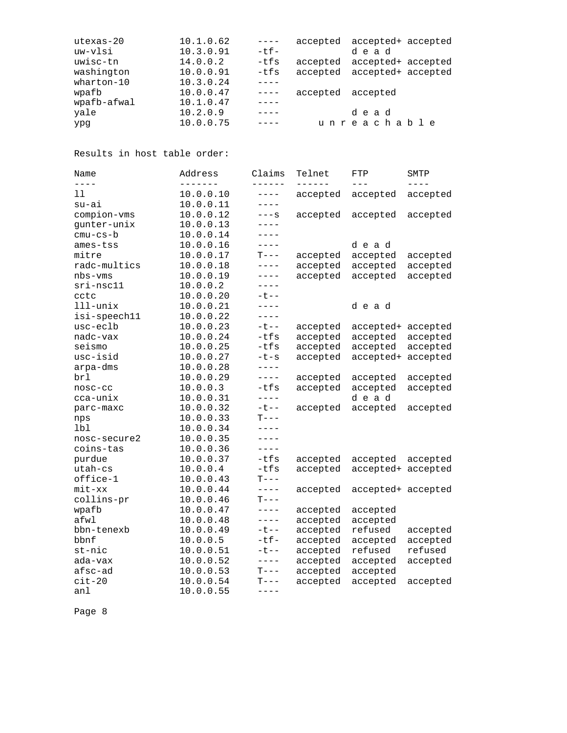| | | | | | |
|---|---|---|---|---|---|
| utexas-20 | 10.1.0.62 | ---- | accepted | accepted+ | accepted |
| uw-vlsi | 10.3.0.91 | -tf- | | d e a d | |
| uwisc-tn | 14.0.0.2 | -tfs | accepted | accepted+ | accepted |
| washington | 10.0.0.91 | -tfs | accepted | accepted+ | accepted |
| wharton-10 | 10.3.0.24 | ---- | | | |
| wpafb | 10.0.0.47 | ---- | accepted | accepted | |
| wpafb-afwal | 10.1.0.47 | ---- | | | |
| yale | 10.2.0.9 | ---- | | d e a d | |
| ypg | 10.0.0.75 | ---- | u n r e a c h a b l e | | |

Results in host table order:

| Name | Address | Claims | Telnet | FTP | SMTP |
|---|---|---|---|---|---|
| ll | 10.0.0.10 | ---- | accepted | accepted | accepted |
| su-ai | 10.0.0.11 | ---- | | | |
| compion-vms | 10.0.0.12 | ---s | accepted | accepted | accepted |
| gunter-unix | 10.0.0.13 | ---- | | | |
| cmu-cs-b | 10.0.0.14 | ---- | | | |
| ames-tss | 10.0.0.16 | ---- | | d e a d | |
| mitre | 10.0.0.17 | T--- | accepted | accepted | accepted |
| radc-multics | 10.0.0.18 | ---- | accepted | accepted | accepted |
| nbs-vms | 10.0.0.19 | ---- | accepted | accepted | accepted |
| sri-nsc11 | 10.0.0.2 | ---- | | | |
| cctc | 10.0.0.20 | -t-- | | | |
| lll-unix | 10.0.0.21 | ---- | | d e a d | |
| isi-speech11 | 10.0.0.22 | ---- | | | |
| usc-eclb | 10.0.0.23 | -t-- | accepted | accepted+ | accepted |
| nadc-vax | 10.0.0.24 | -tfs | accepted | accepted | accepted |
| seismo | 10.0.0.25 | -tfs | accepted | accepted | accepted |
| usc-isid | 10.0.0.27 | -t-s | accepted | accepted+ | accepted |
| arpa-dms | 10.0.0.28 | ---- | | | |
| brl | 10.0.0.29 | ---- | accepted | accepted | accepted |
| nosc-cc | 10.0.0.3 | -tfs | accepted | accepted | accepted |
| cca-unix | 10.0.0.31 | ---- | | d e a d | |
| parc-maxc | 10.0.0.32 | -t-- | accepted | accepted | accepted |
| nps | 10.0.0.33 | T--- | | | |
| lbl | 10.0.0.34 | ---- | | | |
| nosc-secure2 | 10.0.0.35 | ---- | | | |
| coins-tas | 10.0.0.36 | ---- | | | |
| purdue | 10.0.0.37 | -tfs | accepted | accepted | accepted |
| utah-cs | 10.0.0.4 | -tfs | accepted | accepted+ | accepted |
| office-1 | 10.0.0.43 | T--- | | | |
| mit-xx | 10.0.0.44 | ---- | accepted | accepted+ | accepted |
| collins-pr | 10.0.0.46 | T--- | | | |
| wpafb | 10.0.0.47 | ---- | accepted | accepted | |
| afwl | 10.0.0.48 | ---- | accepted | accepted | |
| bbn-tenexb | 10.0.0.49 | -t-- | accepted | refused | accepted |
| bbnf | 10.0.0.5 | -tf- | accepted | accepted | accepted |
| st-nic | 10.0.0.51 | -t-- | accepted | refused | refused |
| ada-vax | 10.0.0.52 | ---- | accepted | accepted | accepted |
| afsc-ad | 10.0.0.53 | T--- | accepted | accepted | |
| cit-20 | 10.0.0.54 | T--- | accepted | accepted | accepted |
| anl | 10.0.0.55 | ---- | | | |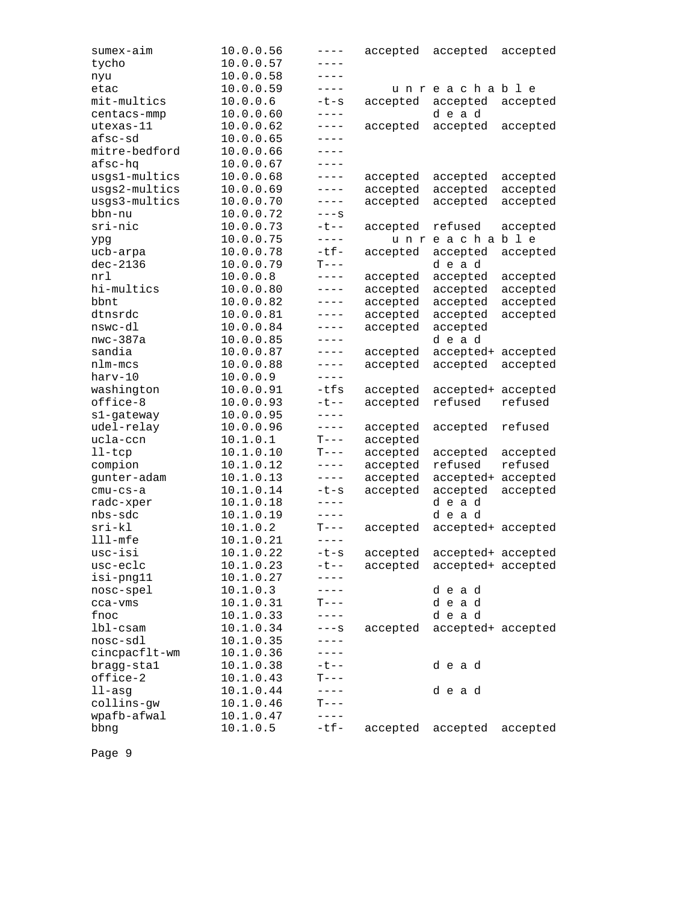```
sumex-aim        10.0.0.56    ----   accepted  accepted  accepted
tycho            10.0.0.57    ----
nyu              10.0.0.58    ----
etac             10.0.0.59    ----      u n r e a c h a b l e
mit-multics      10.0.0.6     -t-s   accepted  accepted  accepted
centacs-mmp      10.0.0.60    ----             d e a d
utexas-11        10.0.0.62    ----   accepted  accepted  accepted
afsc-sd          10.0.0.65    ----
mitre-bedford    10.0.0.66    ----
afsc-hq          10.0.0.67    ----
usgs1-multics    10.0.0.68    ----   accepted  accepted  accepted
usgs2-multics    10.0.0.69    ----   accepted  accepted  accepted
usgs3-multics    10.0.0.70    ----   accepted  accepted  accepted
bbn-nu           10.0.0.72    ---s
sri-nic          10.0.0.73    -t--   accepted  refused   accepted
ypg              10.0.0.75    ----      u n r e a c h a b l e
ucb-arpa         10.0.0.78    -tf-   accepted  accepted  accepted
dec-2136         10.0.0.79    T---             d e a d
nrl              10.0.0.8     ----   accepted  accepted  accepted
hi-multics       10.0.0.80    ----   accepted  accepted  accepted
bbnt             10.0.0.82    ----   accepted  accepted  accepted
dtnsrdc          10.0.0.81    ----   accepted  accepted  accepted
nswc-dl          10.0.0.84    ----   accepted  accepted
nwc-387a         10.0.0.85    ----             d e a d
sandia           10.0.0.87    ----   accepted  accepted+ accepted
nlm-mcs          10.0.0.88    ----   accepted  accepted  accepted
harv-10          10.0.0.9     ----
washington       10.0.0.91    -tfs   accepted  accepted+ accepted
office-8         10.0.0.93    -t--   accepted  refused   refused
s1-gateway       10.0.0.95    ----
udel-relay       10.0.0.96    ----   accepted  accepted  refused
ucla-ccn         10.1.0.1     T---   accepted
ll-tcp           10.1.0.10    T---   accepted  accepted  accepted
compion          10.1.0.12    ----   accepted  refused   refused
gunter-adam      10.1.0.13    ----   accepted  accepted+ accepted
cmu-cs-a         10.1.0.14    -t-s   accepted  accepted  accepted
radc-xper        10.1.0.18    ----             d e a d
nbs-sdc          10.1.0.19    ----             d e a d
sri-kl           10.1.0.2     T---   accepted  accepted+ accepted
lll-mfe          10.1.0.21    ----
usc-isi          10.1.0.22    -t-s   accepted  accepted+ accepted
usc-eclc         10.1.0.23    -t--   accepted  accepted+ accepted
isi-png11        10.1.0.27    ----
nosc-spel        10.1.0.3     ----             d e a d
cca-vms          10.1.0.31    T---             d e a d
fnoc             10.1.0.33    ----             d e a d
lbl-csam         10.1.0.34    ---s   accepted  accepted+ accepted
nosc-sdl         10.1.0.35    ----
cincpacflt-wm    10.1.0.36    ----
bragg-sta1       10.1.0.38    -t--             d e a d
office-2         10.1.0.43    T---
ll-asg           10.1.0.44    ----             d e a d
collins-gw       10.1.0.46    T---
wpafb-afwal      10.1.0.47    ----
bbng             10.1.0.5     -tf-   accepted  accepted  accepted
```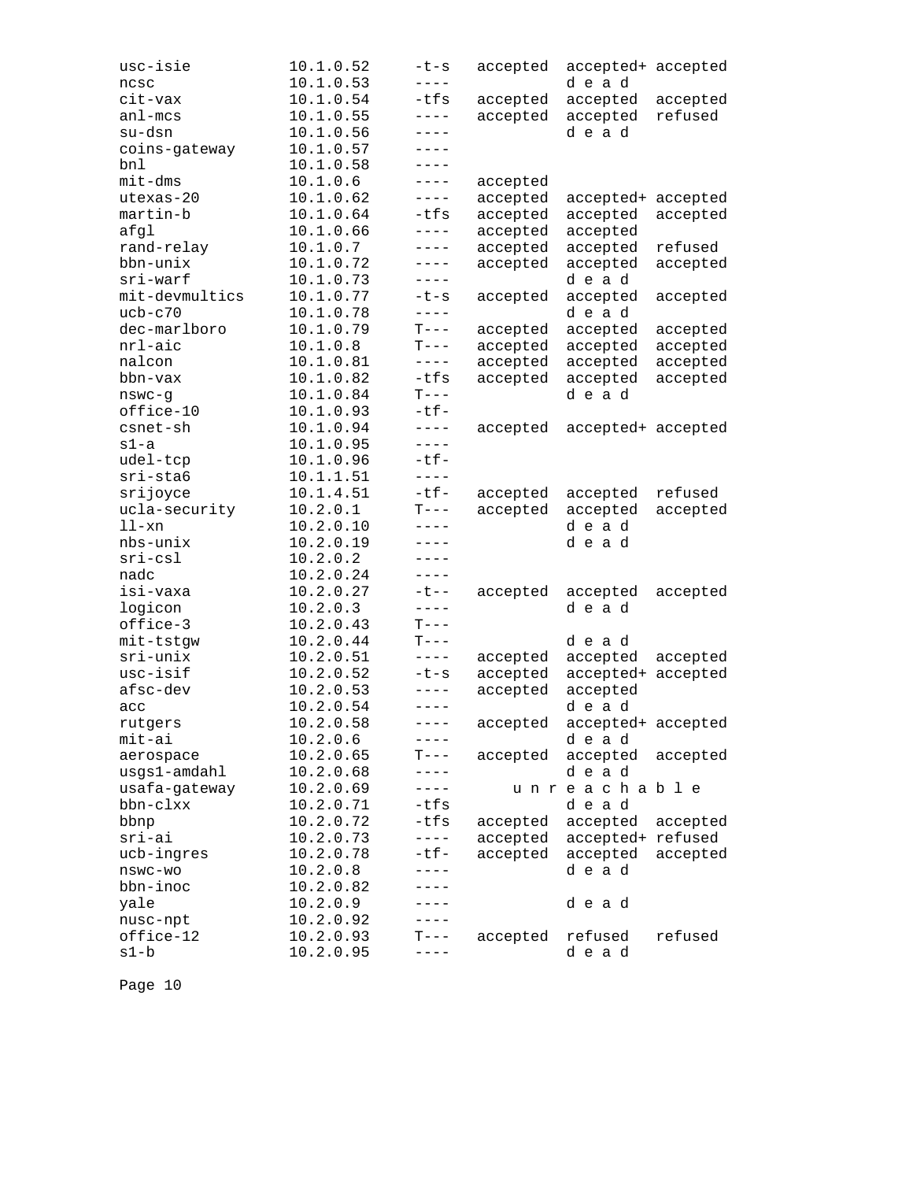```
usc-isie          10.1.0.52    -t-s   accepted  accepted+ accepted
ncsc              10.1.0.53    ----             d e a d
cit-vax           10.1.0.54    -tfs   accepted  accepted  accepted
anl-mcs           10.1.0.55    ----   accepted  accepted  refused
su-dsn            10.1.0.56    ----             d e a d
coins-gateway     10.1.0.57    ----
bnl               10.1.0.58    ----
mit-dms           10.1.0.6     ----   accepted
utexas-20         10.1.0.62    ----   accepted  accepted+ accepted
martin-b          10.1.0.64    -tfs   accepted  accepted  accepted
afgl              10.1.0.66    ----   accepted  accepted
rand-relay        10.1.0.7     ----   accepted  accepted  refused
bbn-unix          10.1.0.72    ----   accepted  accepted  accepted
sri-warf          10.1.0.73    ----             d e a d
mit-devmultics    10.1.0.77    -t-s   accepted  accepted  accepted
ucb-c70           10.1.0.78    ----             d e a d
dec-marlboro      10.1.0.79    T---   accepted  accepted  accepted
nrl-aic           10.1.0.8     T---   accepted  accepted  accepted
nalcon            10.1.0.81    ----   accepted  accepted  accepted
bbn-vax           10.1.0.82    -tfs   accepted  accepted  accepted
nswc-g            10.1.0.84    T---             d e a d
office-10         10.1.0.93    -tf-
csnet-sh          10.1.0.94    ----   accepted  accepted+ accepted
s1-a              10.1.0.95    ----
udel-tcp          10.1.0.96    -tf-
sri-sta6          10.1.1.51    ----
srijoyce          10.1.4.51    -tf-   accepted  accepted  refused
ucla-security     10.2.0.1     T---   accepted  accepted  accepted
ll-xn             10.2.0.10    ----             d e a d
nbs-unix          10.2.0.19    ----             d e a d
sri-csl           10.2.0.2     ----
nadc              10.2.0.24    ----
isi-vaxa          10.2.0.27    -t--   accepted  accepted  accepted
logicon           10.2.0.3     ----             d e a d
office-3          10.2.0.43    T---
mit-tstgw         10.2.0.44    T---             d e a d
sri-unix          10.2.0.51    ----   accepted  accepted  accepted
usc-isif          10.2.0.52    -t-s   accepted  accepted+ accepted
afsc-dev          10.2.0.53    ----   accepted  accepted
acc               10.2.0.54    ----             d e a d
rutgers           10.2.0.58    ----   accepted  accepted+ accepted
mit-ai            10.2.0.6     ----             d e a d
aerospace         10.2.0.65    T---   accepted  accepted  accepted
usgs1-amdahl      10.2.0.68    ----             d e a d
usafa-gateway     10.2.0.69    ----       u n r e a c h a b l e
bbn-clxx          10.2.0.71    -tfs             d e a d
bbnp              10.2.0.72    -tfs   accepted  accepted  accepted
sri-ai            10.2.0.73    ----   accepted  accepted+ refused
ucb-ingres        10.2.0.78    -tf-   accepted  accepted  accepted
nswc-wo           10.2.0.8     ----             d e a d
bbn-inoc          10.2.0.82    ----
yale              10.2.0.9     ----             d e a d
nusc-npt          10.2.0.92    ----
office-12         10.2.0.93    T---   accepted  refused   refused
s1-b              10.2.0.95    ----             d e a d
```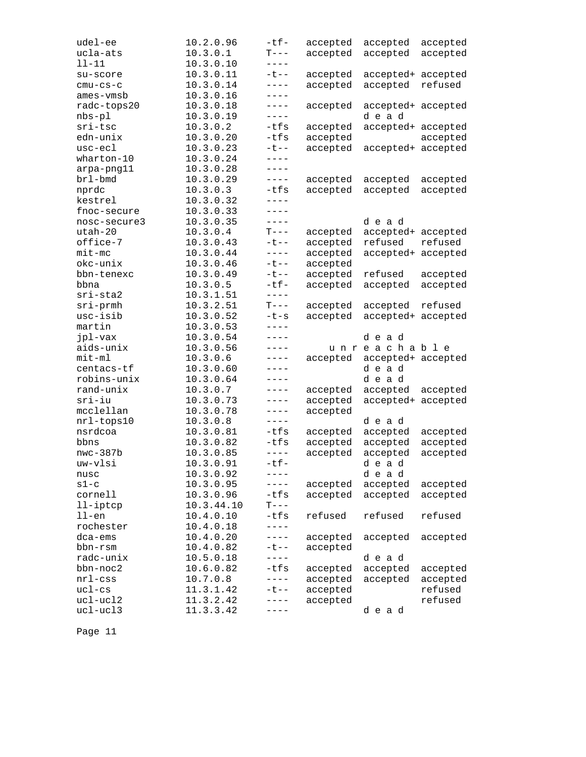```
udel-ee            10.2.0.96     -tf-   accepted  accepted  accepted
ucla-ats           10.3.0.1      T---   accepted  accepted  accepted
ll-11              10.3.0.10     ----
su-score           10.3.0.11     -t--   accepted  accepted+ accepted
cmu-cs-c           10.3.0.14     ----   accepted  accepted  refused
ames-vmsb          10.3.0.16     ----
radc-tops20        10.3.0.18     ----   accepted  accepted+ accepted
nbs-pl             10.3.0.19     ----             d e a d
sri-tsc            10.3.0.2      -tfs   accepted  accepted+ accepted
edn-unix           10.3.0.20     -tfs   accepted            accepted
usc-ecl            10.3.0.23     -t--   accepted  accepted+ accepted
wharton-10         10.3.0.24     ----
arpa-png11         10.3.0.28     ----
brl-bmd            10.3.0.29     ----   accepted  accepted  accepted
nprdc              10.3.0.3      -tfs   accepted  accepted  accepted
kestrel            10.3.0.32     ----
fnoc-secure        10.3.0.33     ----
nosc-secure3       10.3.0.35     ----             d e a d
utah-20            10.3.0.4      T---   accepted  accepted+ accepted
office-7           10.3.0.43     -t--   accepted  refused   refused
mit-mc             10.3.0.44     ----   accepted  accepted+ accepted
okc-unix           10.3.0.46     -t--   accepted
bbn-tenexc         10.3.0.49     -t--   accepted  refused   accepted
bbna               10.3.0.5      -tf-   accepted  accepted  accepted
sri-sta2           10.3.1.51     ----
sri-prmh           10.3.2.51     T---   accepted  accepted  refused
usc-isib           10.3.0.52     -t-s   accepted  accepted+ accepted
martin             10.3.0.53     ----
jpl-vax            10.3.0.54     ----             d e a d
aids-unix          10.3.0.56     ----       u n r e a c h a b l e
mit-ml             10.3.0.6      ----   accepted  accepted+ accepted
centacs-tf         10.3.0.60     ----             d e a d
robins-unix        10.3.0.64     ----             d e a d
rand-unix          10.3.0.7      ----   accepted  accepted  accepted
sri-iu             10.3.0.73     ----   accepted  accepted+ accepted
mcclellan          10.3.0.78     ----   accepted
nrl-tops10         10.3.0.8      ----             d e a d
nsrdcoa            10.3.0.81     -tfs   accepted  accepted  accepted
bbns               10.3.0.82     -tfs   accepted  accepted  accepted
nwc-387b           10.3.0.85     ----   accepted  accepted  accepted
uw-vlsi            10.3.0.91     -tf-             d e a d
nusc               10.3.0.92     ----             d e a d
s1-c               10.3.0.95     ----   accepted  accepted  accepted
cornell            10.3.0.96     -tfs   accepted  accepted  accepted
ll-iptcp           10.3.44.10    T---
ll-en              10.4.0.10     -tfs   refused   refused   refused
rochester          10.4.0.18     ----
dca-ems            10.4.0.20     ----   accepted  accepted  accepted
bbn-rsm            10.4.0.82     -t--   accepted
radc-unix          10.5.0.18     ----             d e a d
bbn-noc2           10.6.0.82     -tfs   accepted  accepted  accepted
nrl-css            10.7.0.8      ----   accepted  accepted  accepted
ucl-cs             11.3.1.42     -t--   accepted            refused
ucl-ucl2           11.3.2.42     ----   accepted            refused
ucl-ucl3           11.3.3.42     ----             d e a d
```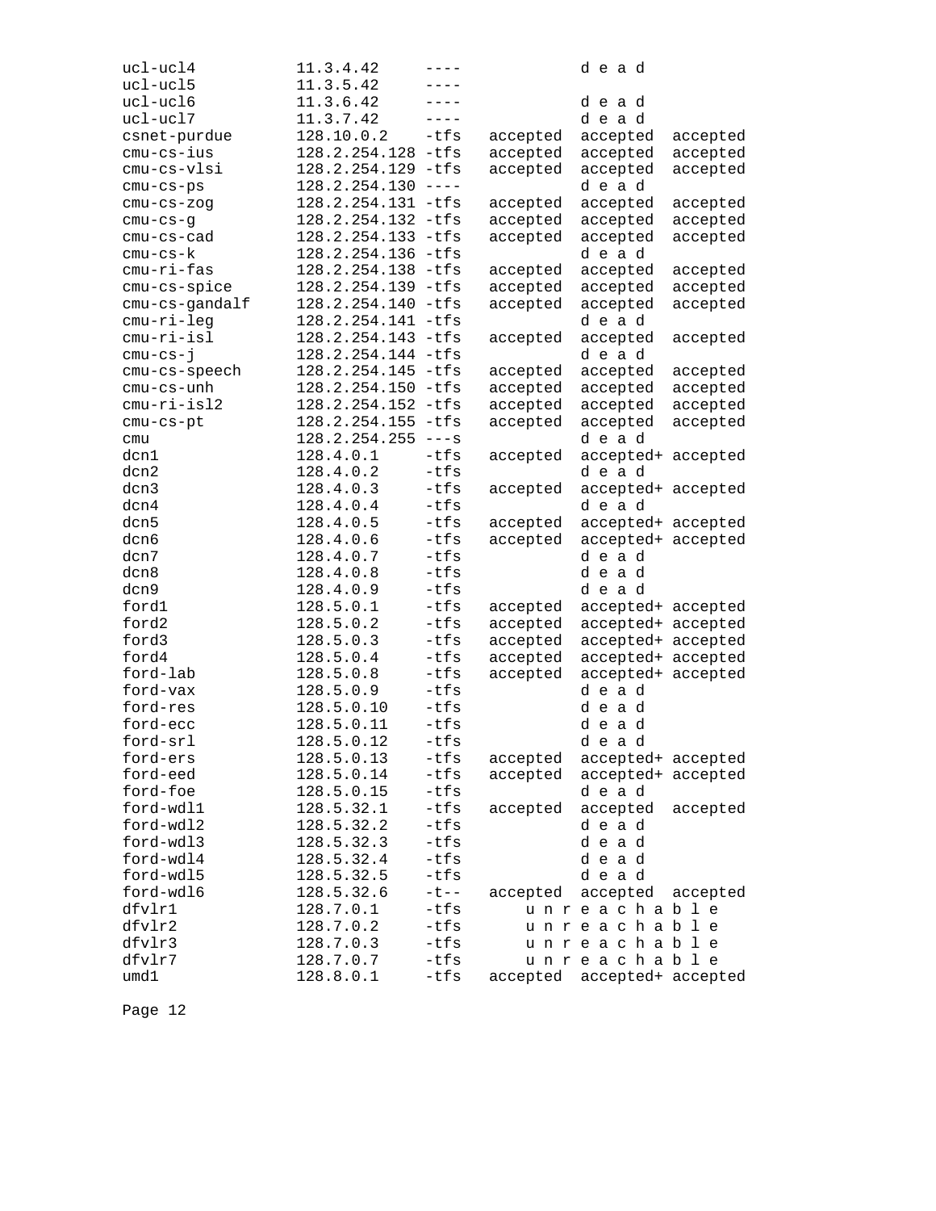```
ucl-ucl4         11.3.4.42      ----            d e a d
ucl-ucl5         11.3.5.42      ----
ucl-ucl6         11.3.6.42      ----            d e a d
ucl-ucl7         11.3.7.42      ----            d e a d
csnet-purdue     128.10.0.2     -tfs   accepted  accepted  accepted
cmu-cs-ius       128.2.254.128 -tfs    accepted  accepted  accepted
cmu-cs-vlsi      128.2.254.129 -tfs    accepted  accepted  accepted
cmu-cs-ps        128.2.254.130 ----              d e a d
cmu-cs-zog       128.2.254.131 -tfs    accepted  accepted  accepted
cmu-cs-g         128.2.254.132 -tfs    accepted  accepted  accepted
cmu-cs-cad       128.2.254.133 -tfs    accepted  accepted  accepted
cmu-cs-k         128.2.254.136 -tfs              d e a d
cmu-ri-fas       128.2.254.138 -tfs    accepted  accepted  accepted
cmu-cs-spice     128.2.254.139 -tfs    accepted  accepted  accepted
cmu-cs-gandalf   128.2.254.140 -tfs    accepted  accepted  accepted
cmu-ri-leg       128.2.254.141 -tfs              d e a d
cmu-ri-isl       128.2.254.143 -tfs    accepted  accepted  accepted
cmu-cs-j         128.2.254.144 -tfs              d e a d
cmu-cs-speech    128.2.254.145 -tfs    accepted  accepted  accepted
cmu-cs-unh       128.2.254.150 -tfs    accepted  accepted  accepted
cmu-ri-isl2      128.2.254.152 -tfs    accepted  accepted  accepted
cmu-cs-pt        128.2.254.155 -tfs    accepted  accepted  accepted
cmu              128.2.254.255 ---s              d e a d
dcn1             128.4.0.1      -tfs   accepted  accepted+ accepted
dcn2             128.4.0.2      -tfs             d e a d
dcn3             128.4.0.3      -tfs   accepted  accepted+ accepted
dcn4             128.4.0.4      -tfs             d e a d
dcn5             128.4.0.5      -tfs   accepted  accepted+ accepted
dcn6             128.4.0.6      -tfs   accepted  accepted+ accepted
dcn7             128.4.0.7      -tfs             d e a d
dcn8             128.4.0.8      -tfs             d e a d
dcn9             128.4.0.9      -tfs             d e a d
ford1            128.5.0.1      -tfs   accepted  accepted+ accepted
ford2            128.5.0.2      -tfs   accepted  accepted+ accepted
ford3            128.5.0.3      -tfs   accepted  accepted+ accepted
ford4            128.5.0.4      -tfs   accepted  accepted+ accepted
ford-lab         128.5.0.8      -tfs   accepted  accepted+ accepted
ford-vax         128.5.0.9      -tfs             d e a d
ford-res         128.5.0.10     -tfs             d e a d
ford-ecc         128.5.0.11     -tfs             d e a d
ford-srl         128.5.0.12     -tfs             d e a d
ford-ers         128.5.0.13     -tfs   accepted  accepted+ accepted
ford-eed         128.5.0.14     -tfs   accepted  accepted+ accepted
ford-foe         128.5.0.15     -tfs             d e a d
ford-wdl1        128.5.32.1     -tfs   accepted  accepted  accepted
ford-wdl2        128.5.32.2     -tfs             d e a d
ford-wdl3        128.5.32.3     -tfs             d e a d
ford-wdl4        128.5.32.4     -tfs             d e a d
ford-wdl5        128.5.32.5     -tfs             d e a d
ford-wdl6        128.5.32.6     -t--   accepted  accepted  accepted
dfvlr1           128.7.0.1      -tfs       u n r e a c h a b l e
dfvlr2           128.7.0.2      -tfs       u n r e a c h a b l e
dfvlr3           128.7.0.3      -tfs       u n r e a c h a b l e
dfvlr7           128.7.0.7      -tfs       u n r e a c h a b l e
umd1             128.8.0.1      -tfs   accepted  accepted+ accepted
```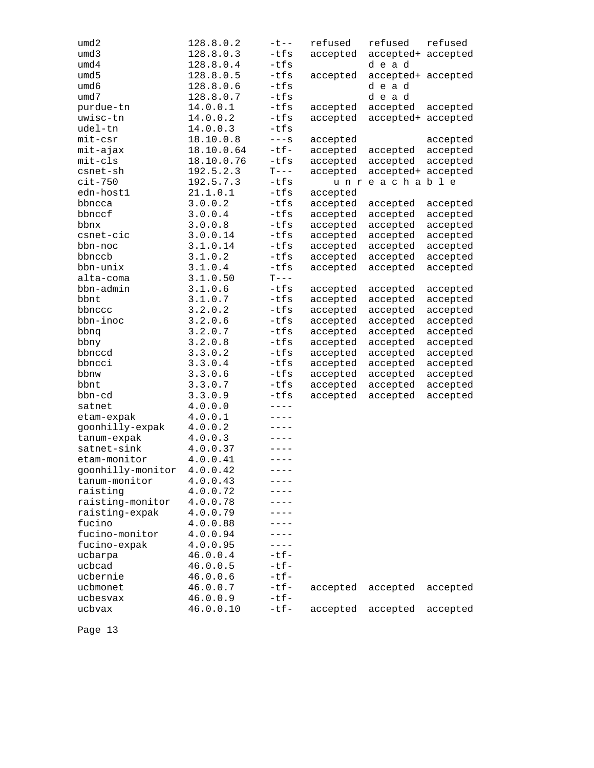```
umd2              128.8.0.2     -t--   refused   refused   refused
umd3              128.8.0.3     -tfs   accepted  accepted+ accepted
umd4              128.8.0.4     -tfs             d e a d
umd5              128.8.0.5     -tfs   accepted  accepted+ accepted
umd6              128.8.0.6     -tfs             d e a d
umd7              128.8.0.7     -tfs             d e a d
purdue-tn         14.0.0.1      -tfs   accepted  accepted  accepted
uwisc-tn          14.0.0.2      -tfs   accepted  accepted+ accepted
udel-tn           14.0.0.3      -tfs
mit-csr           18.10.0.8     ---s   accepted            accepted
mit-ajax          18.10.0.64    -tf-   accepted  accepted  accepted
mit-cls           18.10.0.76    -tfs   accepted  accepted  accepted
csnet-sh          192.5.2.3     T---   accepted  accepted+ accepted
cit-750           192.5.7.3     -tfs      u n r e a c h a b l e
edn-host1         21.1.0.1      -tfs   accepted
bbncca            3.0.0.2       -tfs   accepted  accepted  accepted
bbnccf            3.0.0.4       -tfs   accepted  accepted  accepted
bbnx              3.0.0.8       -tfs   accepted  accepted  accepted
csnet-cic         3.0.0.14      -tfs   accepted  accepted  accepted
bbn-noc           3.1.0.14      -tfs   accepted  accepted  accepted
bbnccb            3.1.0.2       -tfs   accepted  accepted  accepted
bbn-unix          3.1.0.4       -tfs   accepted  accepted  accepted
alta-coma         3.1.0.50      T---
bbn-admin         3.1.0.6       -tfs   accepted  accepted  accepted
bbnt              3.1.0.7       -tfs   accepted  accepted  accepted
bbnccc            3.2.0.2       -tfs   accepted  accepted  accepted
bbn-inoc          3.2.0.6       -tfs   accepted  accepted  accepted
bbnq              3.2.0.7       -tfs   accepted  accepted  accepted
bbny              3.2.0.8       -tfs   accepted  accepted  accepted
bbnccd            3.3.0.2       -tfs   accepted  accepted  accepted
bbncci            3.3.0.4       -tfs   accepted  accepted  accepted
bbnw              3.3.0.6       -tfs   accepted  accepted  accepted
bbnt              3.3.0.7       -tfs   accepted  accepted  accepted
bbn-cd            3.3.0.9       -tfs   accepted  accepted  accepted
satnet            4.0.0.0       ----
etam-expak        4.0.0.1       ----
goonhilly-expak   4.0.0.2       ----
tanum-expak       4.0.0.3       ----
satnet-sink       4.0.0.37      ----
etam-monitor      4.0.0.41      ----
goonhilly-monitor 4.0.0.42      ----
tanum-monitor     4.0.0.43      ----
raisting          4.0.0.72      ----
raisting-monitor  4.0.0.78      ----
raisting-expak    4.0.0.79      ----
fucino            4.0.0.88      ----
fucino-monitor    4.0.0.94      ----
fucino-expak      4.0.0.95      ----
ucbarpa           46.0.0.4      -tf-
ucbcad            46.0.0.5      -tf-
ucbernie          46.0.0.6      -tf-
ucbmonet          46.0.0.7      -tf-   accepted  accepted  accepted
ucbesvax          46.0.0.9      -tf-
ucbvax            46.0.0.10     -tf-   accepted  accepted  accepted
```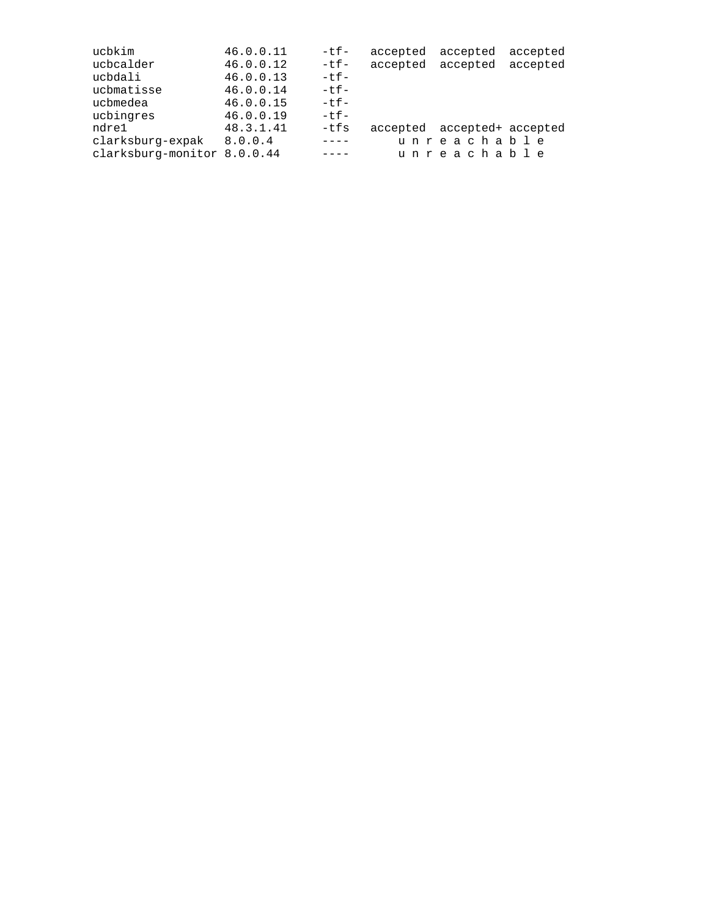| | | | | | |
|---|---|---|---|---|---|
| ucbkim | 46.0.0.11 | -tf- | accepted | accepted | accepted |
| ucbcalder | 46.0.0.12 | -tf- | accepted | accepted | accepted |
| ucbdali | 46.0.0.13 | -tf- | | | |
| ucbmatisse | 46.0.0.14 | -tf- | | | |
| ucbmedea | 46.0.0.15 | -tf- | | | |
| ucbingres | 46.0.0.19 | -tf- | | | |
| ndre1 | 48.3.1.41 | -tfs | accepted | accepted+ | accepted |
| clarksburg-expak | 8.0.0.4 | ---- | u n r e a c h a b l e | | |
| clarksburg-monitor | 8.0.0.44 | ---- | u n r e a c h a b l e | | |